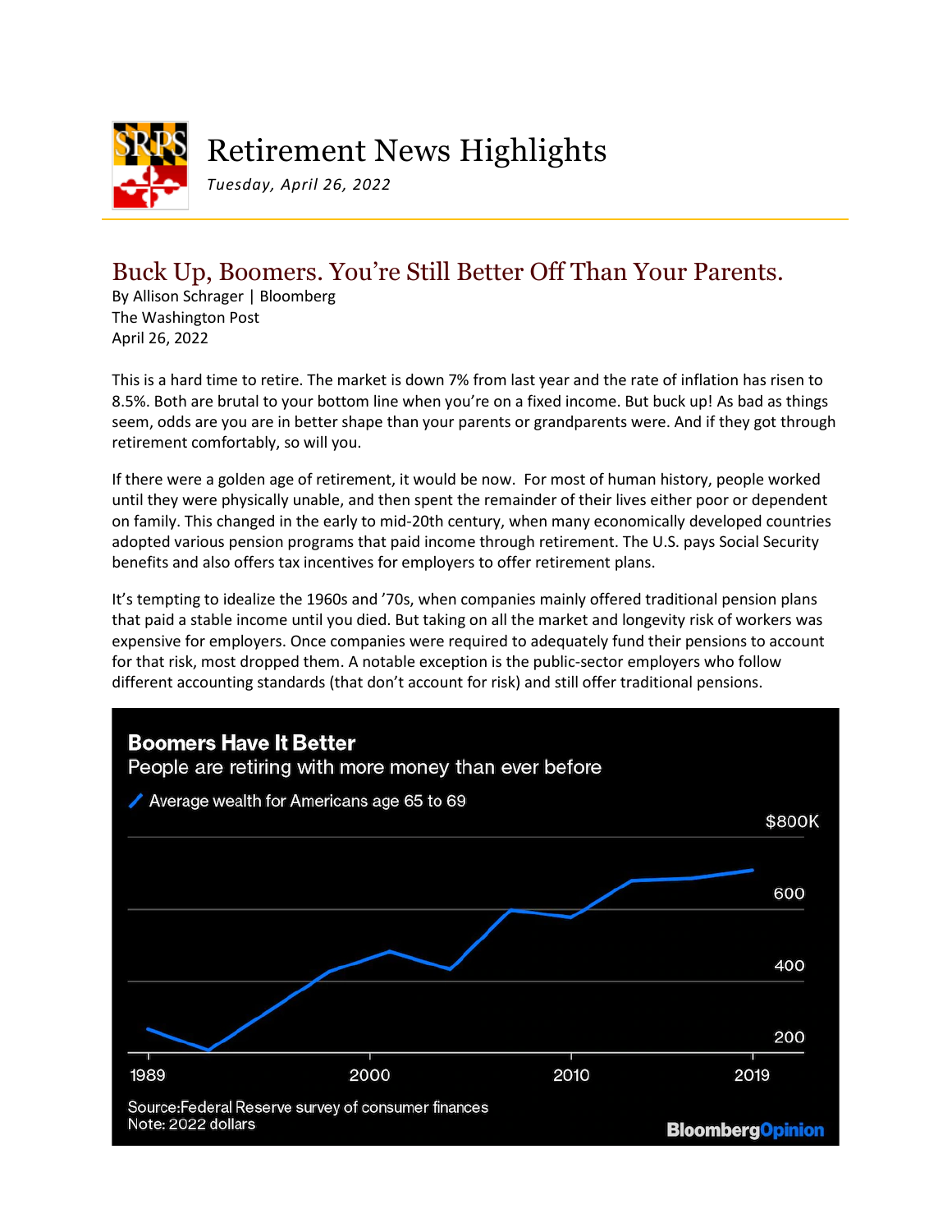# Retirement News Highlights

*Tuesday, April 26, 2022*

## Buck Up, Boomers. You're Still Better Off Than Your Parents.

By Allison Schrager | Bloomberg
The Washington Post
April 26, 2022

This is a hard time to retire. The market is down 7% from last year and the rate of inflation has risen to 8.5%. Both are brutal to your bottom line when you're on a fixed income. But buck up! As bad as things seem, odds are you are in better shape than your parents or grandparents were. And if they got through retirement comfortably, so will you.

If there were a golden age of retirement, it would be now. For most of human history, people worked until they were physically unable, and then spent the remainder of their lives either poor or dependent on family. This changed in the early to mid-20th century, when many economically developed countries adopted various pension programs that paid income through retirement. The U.S. pays Social Security benefits and also offers tax incentives for employers to offer retirement plans.

It's tempting to idealize the 1960s and '70s, when companies mainly offered traditional pension plans that paid a stable income until you died. But taking on all the market and longevity risk of workers was expensive for employers. Once companies were required to adequately fund their pensions to account for that risk, most dropped them. A notable exception is the public-sector employers who follow different accounting standards (that don't account for risk) and still offer traditional pensions.

**Boomers Have It Better**
People are retiring with more money than ever before

Average wealth for Americans age 65 to 69

(Chart: y-axis $200K–$800K; x-axis 1989, 2000, 2010, 2019)

Source: Federal Reserve survey of consumer finances
Note: 2022 dollars

Bloomberg Opinion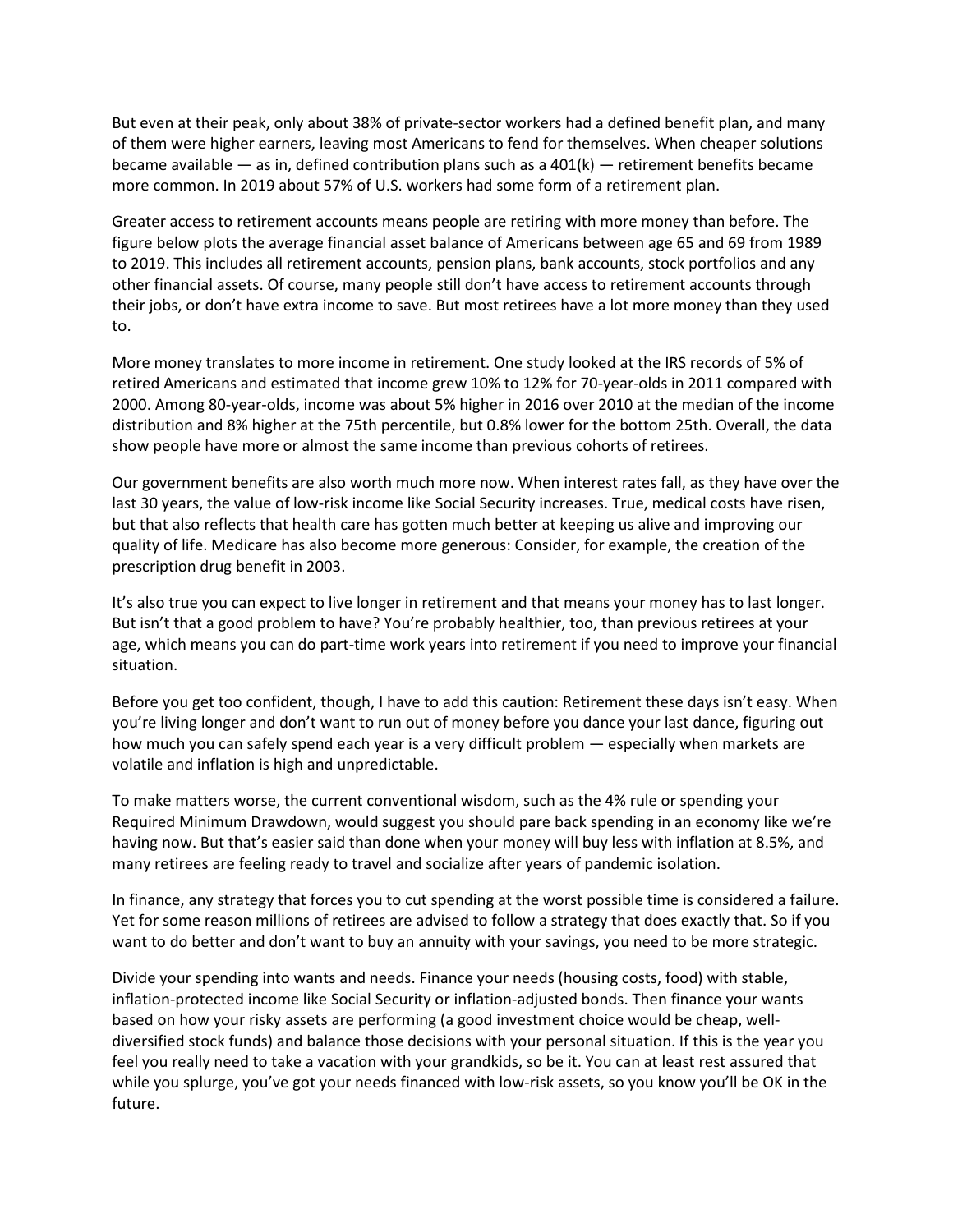But even at their peak, only about 38% of private-sector workers had a defined benefit plan, and many of them were higher earners, leaving most Americans to fend for themselves. When cheaper solutions became available — as in, defined contribution plans such as a 401(k) — retirement benefits became more common. In 2019 about 57% of U.S. workers had some form of a retirement plan.

Greater access to retirement accounts means people are retiring with more money than before. The figure below plots the average financial asset balance of Americans between age 65 and 69 from 1989 to 2019. This includes all retirement accounts, pension plans, bank accounts, stock portfolios and any other financial assets. Of course, many people still don't have access to retirement accounts through their jobs, or don't have extra income to save. But most retirees have a lot more money than they used to.

More money translates to more income in retirement. One study looked at the IRS records of 5% of retired Americans and estimated that income grew 10% to 12% for 70-year-olds in 2011 compared with 2000. Among 80-year-olds, income was about 5% higher in 2016 over 2010 at the median of the income distribution and 8% higher at the 75th percentile, but 0.8% lower for the bottom 25th. Overall, the data show people have more or almost the same income than previous cohorts of retirees.

Our government benefits are also worth much more now. When interest rates fall, as they have over the last 30 years, the value of low-risk income like Social Security increases. True, medical costs have risen, but that also reflects that health care has gotten much better at keeping us alive and improving our quality of life. Medicare has also become more generous: Consider, for example, the creation of the prescription drug benefit in 2003.

It's also true you can expect to live longer in retirement and that means your money has to last longer. But isn't that a good problem to have? You're probably healthier, too, than previous retirees at your age, which means you can do part-time work years into retirement if you need to improve your financial situation.

Before you get too confident, though, I have to add this caution: Retirement these days isn't easy. When you're living longer and don't want to run out of money before you dance your last dance, figuring out how much you can safely spend each year is a very difficult problem — especially when markets are volatile and inflation is high and unpredictable.

To make matters worse, the current conventional wisdom, such as the 4% rule or spending your Required Minimum Drawdown, would suggest you should pare back spending in an economy like we're having now. But that's easier said than done when your money will buy less with inflation at 8.5%, and many retirees are feeling ready to travel and socialize after years of pandemic isolation.

In finance, any strategy that forces you to cut spending at the worst possible time is considered a failure. Yet for some reason millions of retirees are advised to follow a strategy that does exactly that. So if you want to do better and don't want to buy an annuity with your savings, you need to be more strategic.

Divide your spending into wants and needs. Finance your needs (housing costs, food) with stable, inflation-protected income like Social Security or inflation-adjusted bonds. Then finance your wants based on how your risky assets are performing (a good investment choice would be cheap, well-diversified stock funds) and balance those decisions with your personal situation. If this is the year you feel you really need to take a vacation with your grandkids, so be it. You can at least rest assured that while you splurge, you've got your needs financed with low-risk assets, so you know you'll be OK in the future.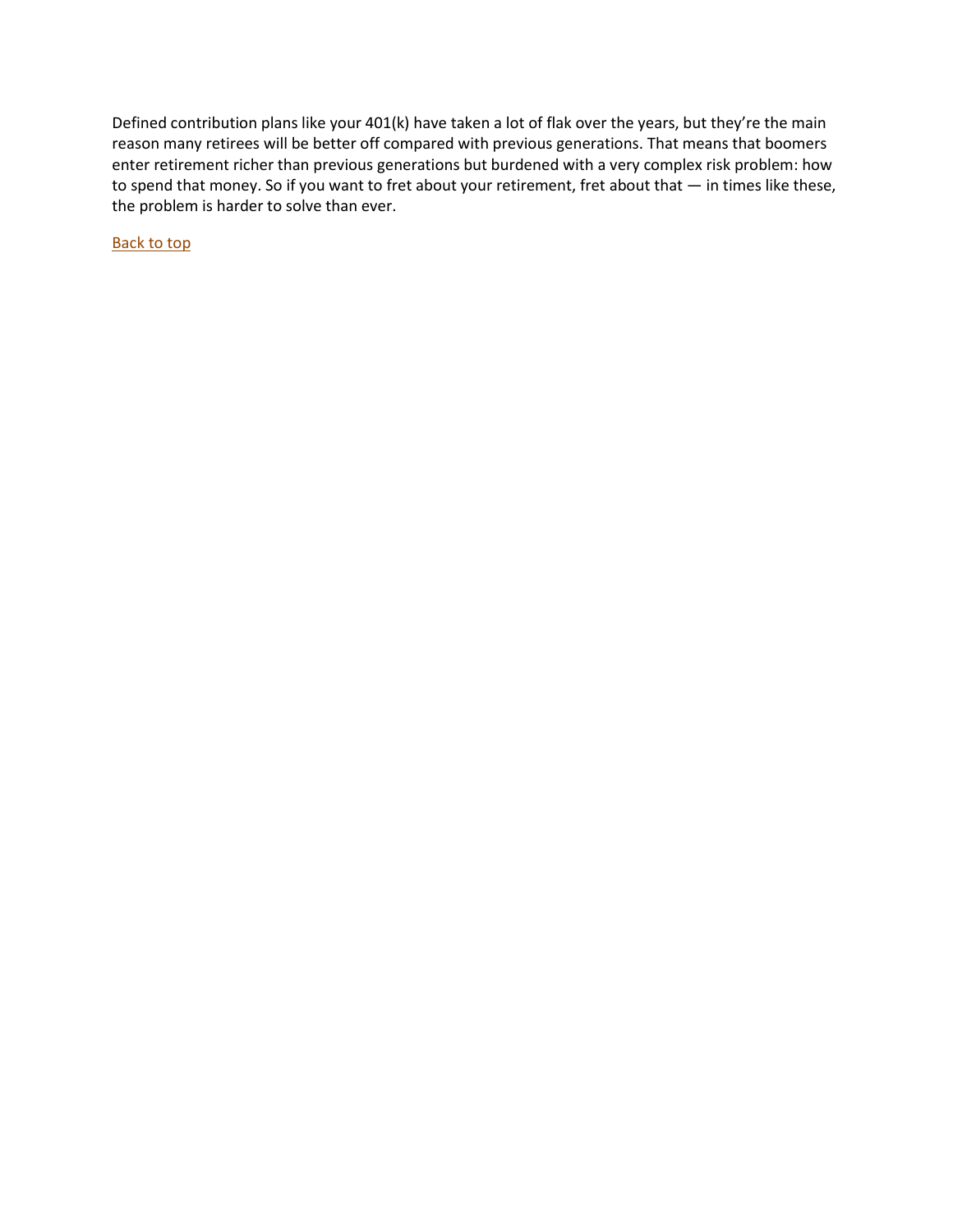Defined contribution plans like your 401(k) have taken a lot of flak over the years, but they're the main reason many retirees will be better off compared with previous generations. That means that boomers enter retirement richer than previous generations but burdened with a very complex risk problem: how to spend that money. So if you want to fret about your retirement, fret about that — in times like these, the problem is harder to solve than ever.

Back to top